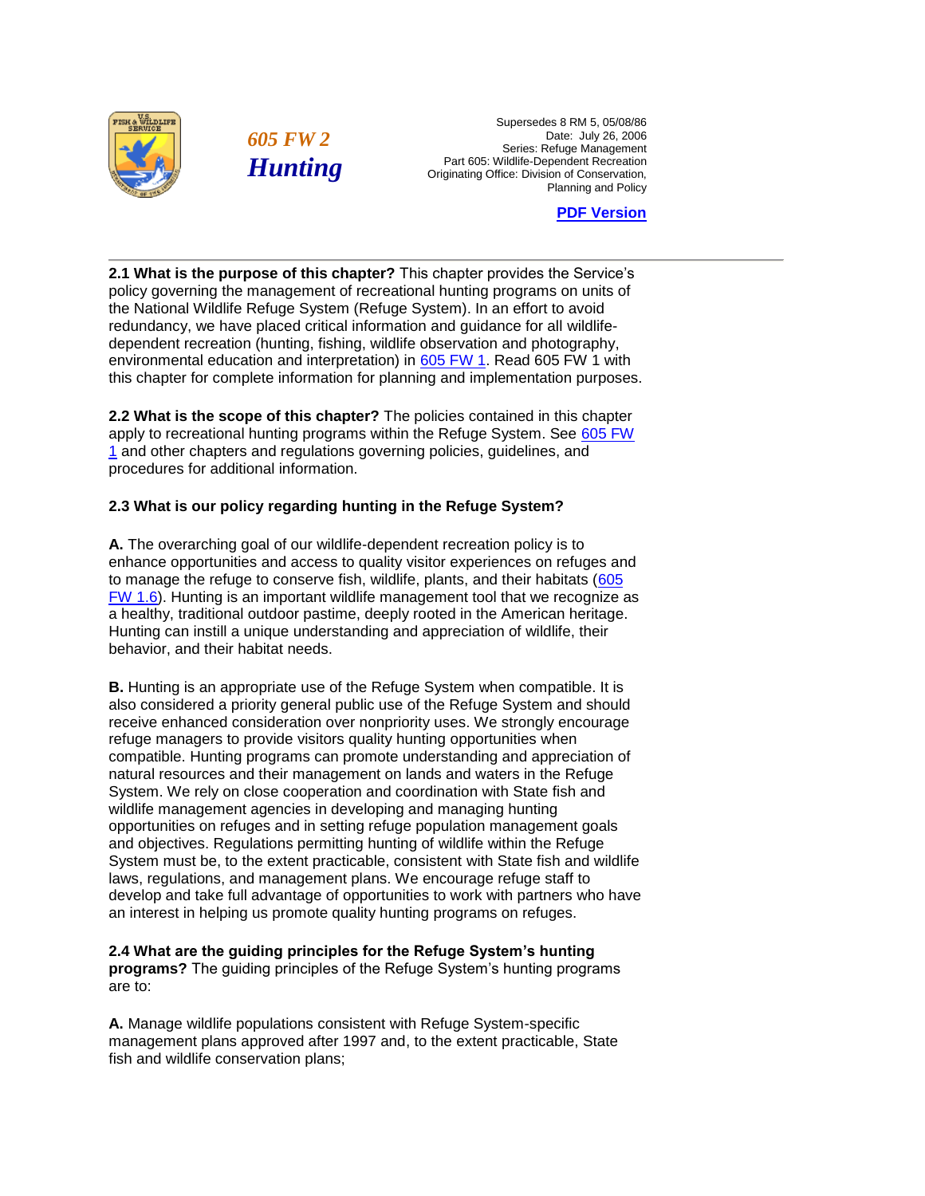# 605 FW 2
# *Hunting*

Supersedes 8 RM 5, 05/08/86
Date: July 26, 2006
Series: Refuge Management
Part 605: Wildlife-Dependent Recreation
Originating Office: Division of Conservation, Planning and Policy

**PDF Version**

---

**2.1 What is the purpose of this chapter?** This chapter provides the Service's policy governing the management of recreational hunting programs on units of the National Wildlife Refuge System (Refuge System). In an effort to avoid redundancy, we have placed critical information and guidance for all wildlife-dependent recreation (hunting, fishing, wildlife observation and photography, environmental education and interpretation) in 605 FW 1. Read 605 FW 1 with this chapter for complete information for planning and implementation purposes.

**2.2 What is the scope of this chapter?** The policies contained in this chapter apply to recreational hunting programs within the Refuge System. See 605 FW 1 and other chapters and regulations governing policies, guidelines, and procedures for additional information.

**2.3 What is our policy regarding hunting in the Refuge System?**

**A.** The overarching goal of our wildlife-dependent recreation policy is to enhance opportunities and access to quality visitor experiences on refuges and to manage the refuge to conserve fish, wildlife, plants, and their habitats (605 FW 1.6). Hunting is an important wildlife management tool that we recognize as a healthy, traditional outdoor pastime, deeply rooted in the American heritage. Hunting can instill a unique understanding and appreciation of wildlife, their behavior, and their habitat needs.

**B.** Hunting is an appropriate use of the Refuge System when compatible. It is also considered a priority general public use of the Refuge System and should receive enhanced consideration over nonpriority uses. We strongly encourage refuge managers to provide visitors quality hunting opportunities when compatible. Hunting programs can promote understanding and appreciation of natural resources and their management on lands and waters in the Refuge System. We rely on close cooperation and coordination with State fish and wildlife management agencies in developing and managing hunting opportunities on refuges and in setting refuge population management goals and objectives. Regulations permitting hunting of wildlife within the Refuge System must be, to the extent practicable, consistent with State fish and wildlife laws, regulations, and management plans. We encourage refuge staff to develop and take full advantage of opportunities to work with partners who have an interest in helping us promote quality hunting programs on refuges.

**2.4 What are the guiding principles for the Refuge System's hunting programs?** The guiding principles of the Refuge System's hunting programs are to:

**A.** Manage wildlife populations consistent with Refuge System-specific management plans approved after 1997 and, to the extent practicable, State fish and wildlife conservation plans;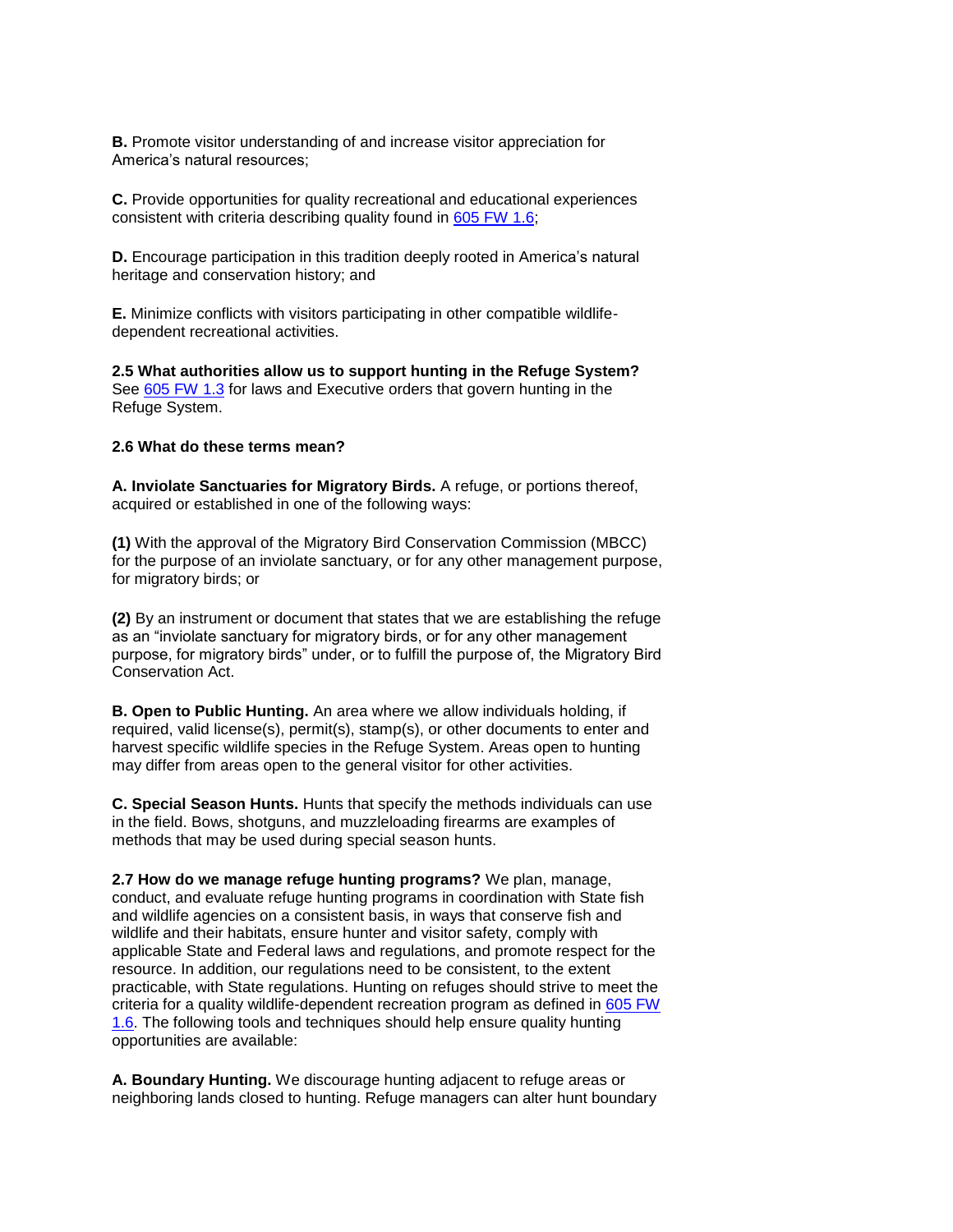**B.** Promote visitor understanding of and increase visitor appreciation for America's natural resources;

**C.** Provide opportunities for quality recreational and educational experiences consistent with criteria describing quality found in 605 FW 1.6;

**D.** Encourage participation in this tradition deeply rooted in America's natural heritage and conservation history; and

**E.** Minimize conflicts with visitors participating in other compatible wildlife-dependent recreational activities.

**2.5 What authorities allow us to support hunting in the Refuge System?** See 605 FW 1.3 for laws and Executive orders that govern hunting in the Refuge System.

**2.6 What do these terms mean?**

**A. Inviolate Sanctuaries for Migratory Birds.** A refuge, or portions thereof, acquired or established in one of the following ways:

**(1)** With the approval of the Migratory Bird Conservation Commission (MBCC) for the purpose of an inviolate sanctuary, or for any other management purpose, for migratory birds; or

**(2)** By an instrument or document that states that we are establishing the refuge as an "inviolate sanctuary for migratory birds, or for any other management purpose, for migratory birds" under, or to fulfill the purpose of, the Migratory Bird Conservation Act.

**B. Open to Public Hunting.** An area where we allow individuals holding, if required, valid license(s), permit(s), stamp(s), or other documents to enter and harvest specific wildlife species in the Refuge System. Areas open to hunting may differ from areas open to the general visitor for other activities.

**C. Special Season Hunts.** Hunts that specify the methods individuals can use in the field. Bows, shotguns, and muzzleloading firearms are examples of methods that may be used during special season hunts.

**2.7 How do we manage refuge hunting programs?** We plan, manage, conduct, and evaluate refuge hunting programs in coordination with State fish and wildlife agencies on a consistent basis, in ways that conserve fish and wildlife and their habitats, ensure hunter and visitor safety, comply with applicable State and Federal laws and regulations, and promote respect for the resource. In addition, our regulations need to be consistent, to the extent practicable, with State regulations. Hunting on refuges should strive to meet the criteria for a quality wildlife-dependent recreation program as defined in 605 FW 1.6. The following tools and techniques should help ensure quality hunting opportunities are available:

**A. Boundary Hunting.** We discourage hunting adjacent to refuge areas or neighboring lands closed to hunting. Refuge managers can alter hunt boundary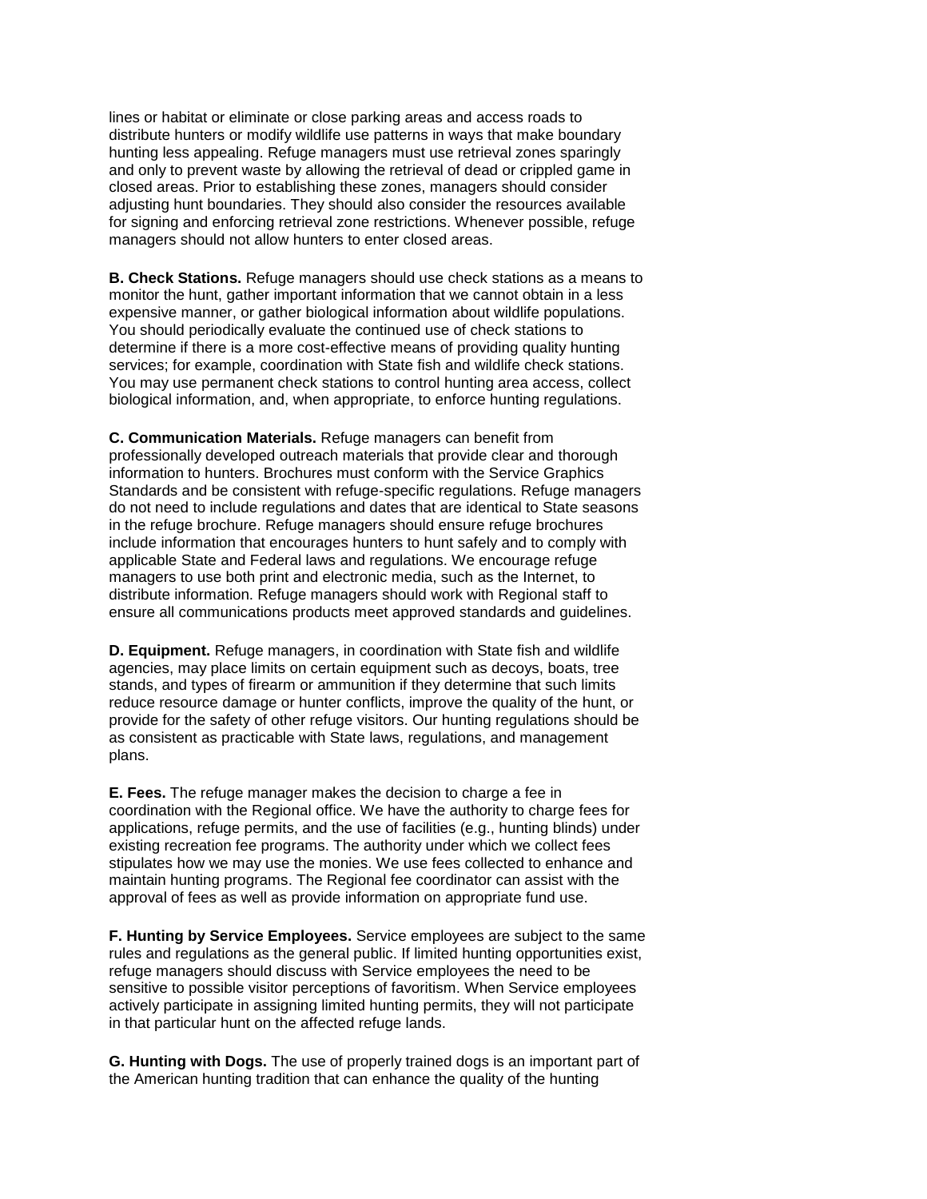lines or habitat or eliminate or close parking areas and access roads to distribute hunters or modify wildlife use patterns in ways that make boundary hunting less appealing. Refuge managers must use retrieval zones sparingly and only to prevent waste by allowing the retrieval of dead or crippled game in closed areas. Prior to establishing these zones, managers should consider adjusting hunt boundaries. They should also consider the resources available for signing and enforcing retrieval zone restrictions. Whenever possible, refuge managers should not allow hunters to enter closed areas.

**B. Check Stations.** Refuge managers should use check stations as a means to monitor the hunt, gather important information that we cannot obtain in a less expensive manner, or gather biological information about wildlife populations. You should periodically evaluate the continued use of check stations to determine if there is a more cost-effective means of providing quality hunting services; for example, coordination with State fish and wildlife check stations. You may use permanent check stations to control hunting area access, collect biological information, and, when appropriate, to enforce hunting regulations.

**C. Communication Materials.** Refuge managers can benefit from professionally developed outreach materials that provide clear and thorough information to hunters. Brochures must conform with the Service Graphics Standards and be consistent with refuge-specific regulations. Refuge managers do not need to include regulations and dates that are identical to State seasons in the refuge brochure. Refuge managers should ensure refuge brochures include information that encourages hunters to hunt safely and to comply with applicable State and Federal laws and regulations. We encourage refuge managers to use both print and electronic media, such as the Internet, to distribute information. Refuge managers should work with Regional staff to ensure all communications products meet approved standards and guidelines.

**D. Equipment.** Refuge managers, in coordination with State fish and wildlife agencies, may place limits on certain equipment such as decoys, boats, tree stands, and types of firearm or ammunition if they determine that such limits reduce resource damage or hunter conflicts, improve the quality of the hunt, or provide for the safety of other refuge visitors. Our hunting regulations should be as consistent as practicable with State laws, regulations, and management plans.

**E. Fees.** The refuge manager makes the decision to charge a fee in coordination with the Regional office. We have the authority to charge fees for applications, refuge permits, and the use of facilities (e.g., hunting blinds) under existing recreation fee programs. The authority under which we collect fees stipulates how we may use the monies. We use fees collected to enhance and maintain hunting programs. The Regional fee coordinator can assist with the approval of fees as well as provide information on appropriate fund use.

**F. Hunting by Service Employees.** Service employees are subject to the same rules and regulations as the general public. If limited hunting opportunities exist, refuge managers should discuss with Service employees the need to be sensitive to possible visitor perceptions of favoritism. When Service employees actively participate in assigning limited hunting permits, they will not participate in that particular hunt on the affected refuge lands.

**G. Hunting with Dogs.** The use of properly trained dogs is an important part of the American hunting tradition that can enhance the quality of the hunting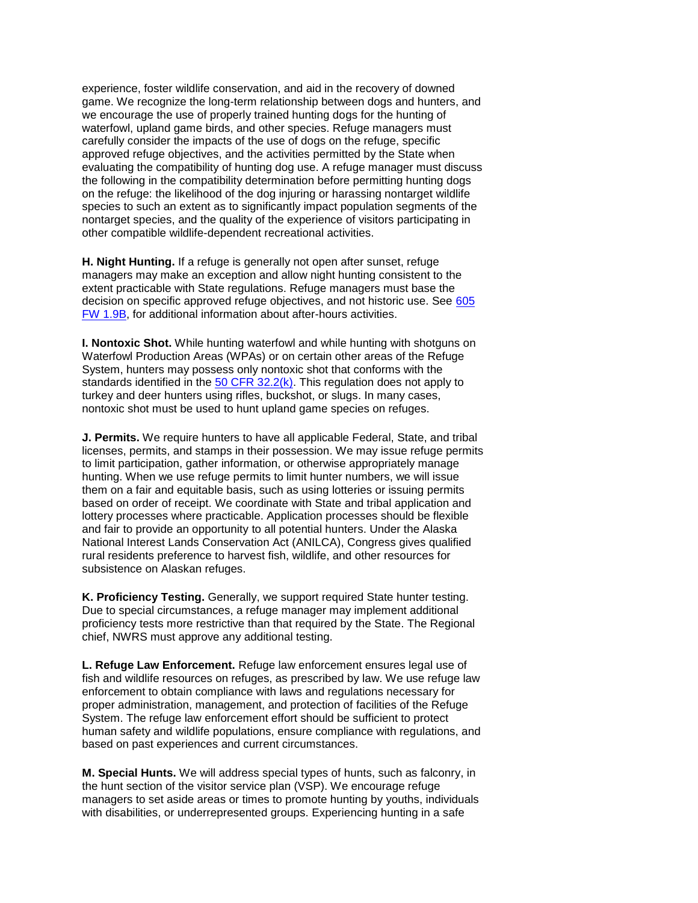experience, foster wildlife conservation, and aid in the recovery of downed game. We recognize the long-term relationship between dogs and hunters, and we encourage the use of properly trained hunting dogs for the hunting of waterfowl, upland game birds, and other species. Refuge managers must carefully consider the impacts of the use of dogs on the refuge, specific approved refuge objectives, and the activities permitted by the State when evaluating the compatibility of hunting dog use. A refuge manager must discuss the following in the compatibility determination before permitting hunting dogs on the refuge: the likelihood of the dog injuring or harassing nontarget wildlife species to such an extent as to significantly impact population segments of the nontarget species, and the quality of the experience of visitors participating in other compatible wildlife-dependent recreational activities.

**H. Night Hunting.** If a refuge is generally not open after sunset, refuge managers may make an exception and allow night hunting consistent to the extent practicable with State regulations. Refuge managers must base the decision on specific approved refuge objectives, and not historic use. See 605 FW 1.9B, for additional information about after-hours activities.

**I. Nontoxic Shot.** While hunting waterfowl and while hunting with shotguns on Waterfowl Production Areas (WPAs) or on certain other areas of the Refuge System, hunters may possess only nontoxic shot that conforms with the standards identified in the 50 CFR 32.2(k). This regulation does not apply to turkey and deer hunters using rifles, buckshot, or slugs. In many cases, nontoxic shot must be used to hunt upland game species on refuges.

**J. Permits.** We require hunters to have all applicable Federal, State, and tribal licenses, permits, and stamps in their possession. We may issue refuge permits to limit participation, gather information, or otherwise appropriately manage hunting. When we use refuge permits to limit hunter numbers, we will issue them on a fair and equitable basis, such as using lotteries or issuing permits based on order of receipt. We coordinate with State and tribal application and lottery processes where practicable. Application processes should be flexible and fair to provide an opportunity to all potential hunters. Under the Alaska National Interest Lands Conservation Act (ANILCA), Congress gives qualified rural residents preference to harvest fish, wildlife, and other resources for subsistence on Alaskan refuges.

**K. Proficiency Testing.** Generally, we support required State hunter testing. Due to special circumstances, a refuge manager may implement additional proficiency tests more restrictive than that required by the State. The Regional chief, NWRS must approve any additional testing.

**L. Refuge Law Enforcement.** Refuge law enforcement ensures legal use of fish and wildlife resources on refuges, as prescribed by law. We use refuge law enforcement to obtain compliance with laws and regulations necessary for proper administration, management, and protection of facilities of the Refuge System. The refuge law enforcement effort should be sufficient to protect human safety and wildlife populations, ensure compliance with regulations, and based on past experiences and current circumstances.

**M. Special Hunts.** We will address special types of hunts, such as falconry, in the hunt section of the visitor service plan (VSP). We encourage refuge managers to set aside areas or times to promote hunting by youths, individuals with disabilities, or underrepresented groups. Experiencing hunting in a safe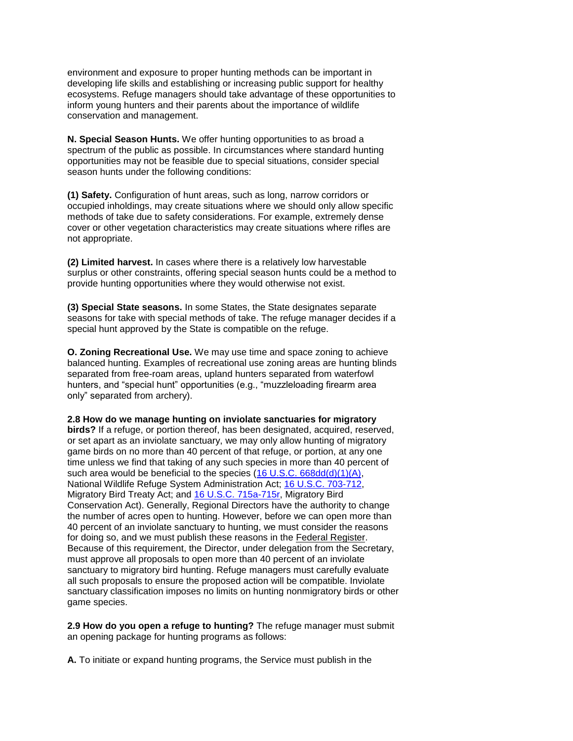environment and exposure to proper hunting methods can be important in developing life skills and establishing or increasing public support for healthy ecosystems. Refuge managers should take advantage of these opportunities to inform young hunters and their parents about the importance of wildlife conservation and management.

**N. Special Season Hunts.** We offer hunting opportunities to as broad a spectrum of the public as possible. In circumstances where standard hunting opportunities may not be feasible due to special situations, consider special season hunts under the following conditions:

**(1) Safety.** Configuration of hunt areas, such as long, narrow corridors or occupied inholdings, may create situations where we should only allow specific methods of take due to safety considerations. For example, extremely dense cover or other vegetation characteristics may create situations where rifles are not appropriate.

**(2) Limited harvest.** In cases where there is a relatively low harvestable surplus or other constraints, offering special season hunts could be a method to provide hunting opportunities where they would otherwise not exist.

**(3) Special State seasons.** In some States, the State designates separate seasons for take with special methods of take. The refuge manager decides if a special hunt approved by the State is compatible on the refuge.

**O. Zoning Recreational Use.** We may use time and space zoning to achieve balanced hunting. Examples of recreational use zoning areas are hunting blinds separated from free-roam areas, upland hunters separated from waterfowl hunters, and "special hunt" opportunities (e.g., "muzzleloading firearm area only" separated from archery).

**2.8 How do we manage hunting on inviolate sanctuaries for migratory birds?** If a refuge, or portion thereof, has been designated, acquired, reserved, or set apart as an inviolate sanctuary, we may only allow hunting of migratory game birds on no more than 40 percent of that refuge, or portion, at any one time unless we find that taking of any such species in more than 40 percent of such area would be beneficial to the species (16 U.S.C. 668dd(d)(1)(A), National Wildlife Refuge System Administration Act; 16 U.S.C. 703-712, Migratory Bird Treaty Act; and 16 U.S.C. 715a-715r, Migratory Bird Conservation Act). Generally, Regional Directors have the authority to change the number of acres open to hunting. However, before we can open more than 40 percent of an inviolate sanctuary to hunting, we must consider the reasons for doing so, and we must publish these reasons in the Federal Register. Because of this requirement, the Director, under delegation from the Secretary, must approve all proposals to open more than 40 percent of an inviolate sanctuary to migratory bird hunting. Refuge managers must carefully evaluate all such proposals to ensure the proposed action will be compatible. Inviolate sanctuary classification imposes no limits on hunting nonmigratory birds or other game species.

**2.9 How do you open a refuge to hunting?** The refuge manager must submit an opening package for hunting programs as follows:

**A.** To initiate or expand hunting programs, the Service must publish in the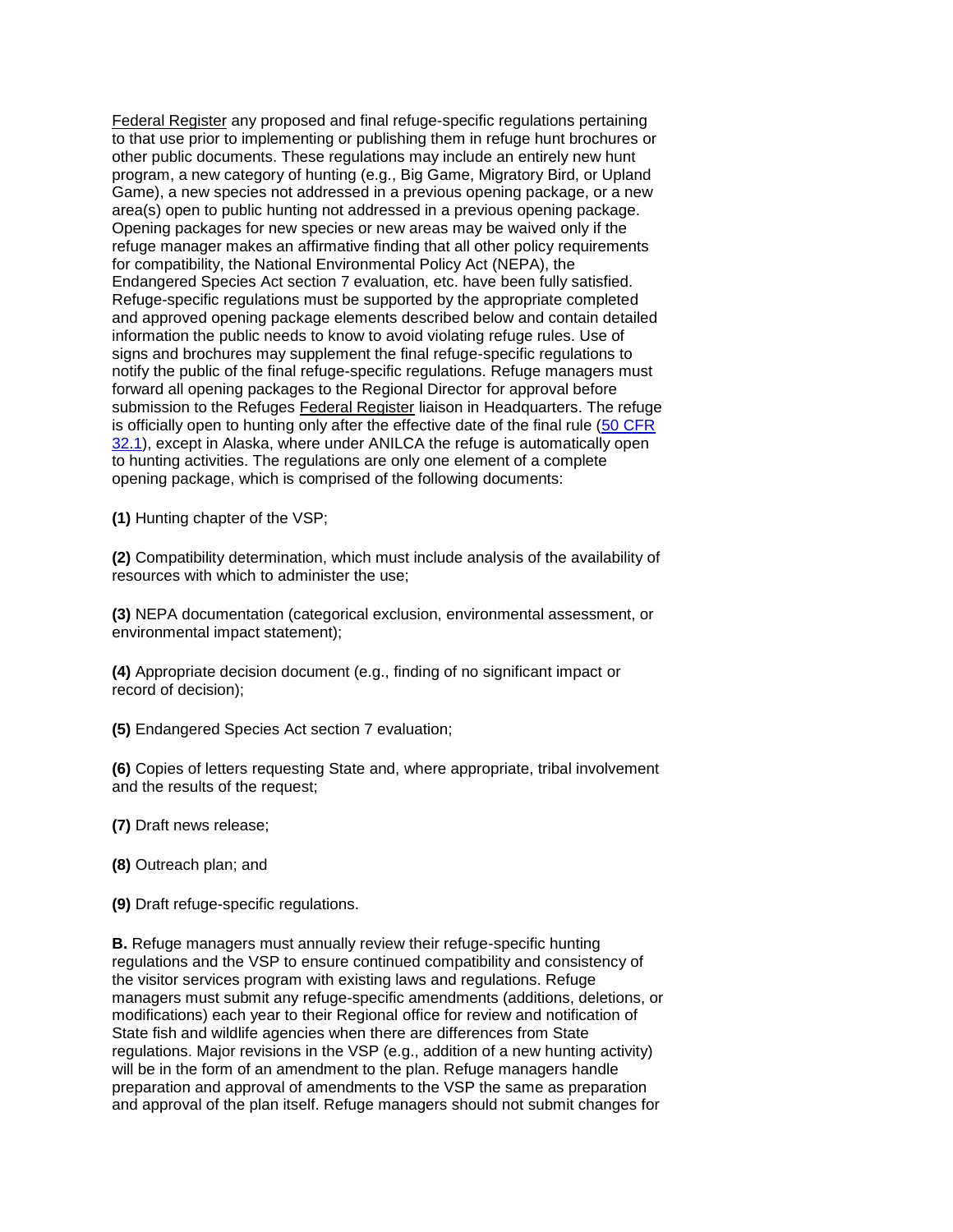Federal Register any proposed and final refuge-specific regulations pertaining to that use prior to implementing or publishing them in refuge hunt brochures or other public documents. These regulations may include an entirely new hunt program, a new category of hunting (e.g., Big Game, Migratory Bird, or Upland Game), a new species not addressed in a previous opening package, or a new area(s) open to public hunting not addressed in a previous opening package. Opening packages for new species or new areas may be waived only if the refuge manager makes an affirmative finding that all other policy requirements for compatibility, the National Environmental Policy Act (NEPA), the Endangered Species Act section 7 evaluation, etc. have been fully satisfied. Refuge-specific regulations must be supported by the appropriate completed and approved opening package elements described below and contain detailed information the public needs to know to avoid violating refuge rules. Use of signs and brochures may supplement the final refuge-specific regulations to notify the public of the final refuge-specific regulations. Refuge managers must forward all opening packages to the Regional Director for approval before submission to the Refuges Federal Register liaison in Headquarters. The refuge is officially open to hunting only after the effective date of the final rule (50 CFR 32.1), except in Alaska, where under ANILCA the refuge is automatically open to hunting activities. The regulations are only one element of a complete opening package, which is comprised of the following documents:

**(1)** Hunting chapter of the VSP;

**(2)** Compatibility determination, which must include analysis of the availability of resources with which to administer the use;

**(3)** NEPA documentation (categorical exclusion, environmental assessment, or environmental impact statement);

**(4)** Appropriate decision document (e.g., finding of no significant impact or record of decision);

**(5)** Endangered Species Act section 7 evaluation;

**(6)** Copies of letters requesting State and, where appropriate, tribal involvement and the results of the request;

**(7)** Draft news release;

**(8)** Outreach plan; and

**(9)** Draft refuge-specific regulations.

**B.** Refuge managers must annually review their refuge-specific hunting regulations and the VSP to ensure continued compatibility and consistency of the visitor services program with existing laws and regulations. Refuge managers must submit any refuge-specific amendments (additions, deletions, or modifications) each year to their Regional office for review and notification of State fish and wildlife agencies when there are differences from State regulations. Major revisions in the VSP (e.g., addition of a new hunting activity) will be in the form of an amendment to the plan. Refuge managers handle preparation and approval of amendments to the VSP the same as preparation and approval of the plan itself. Refuge managers should not submit changes for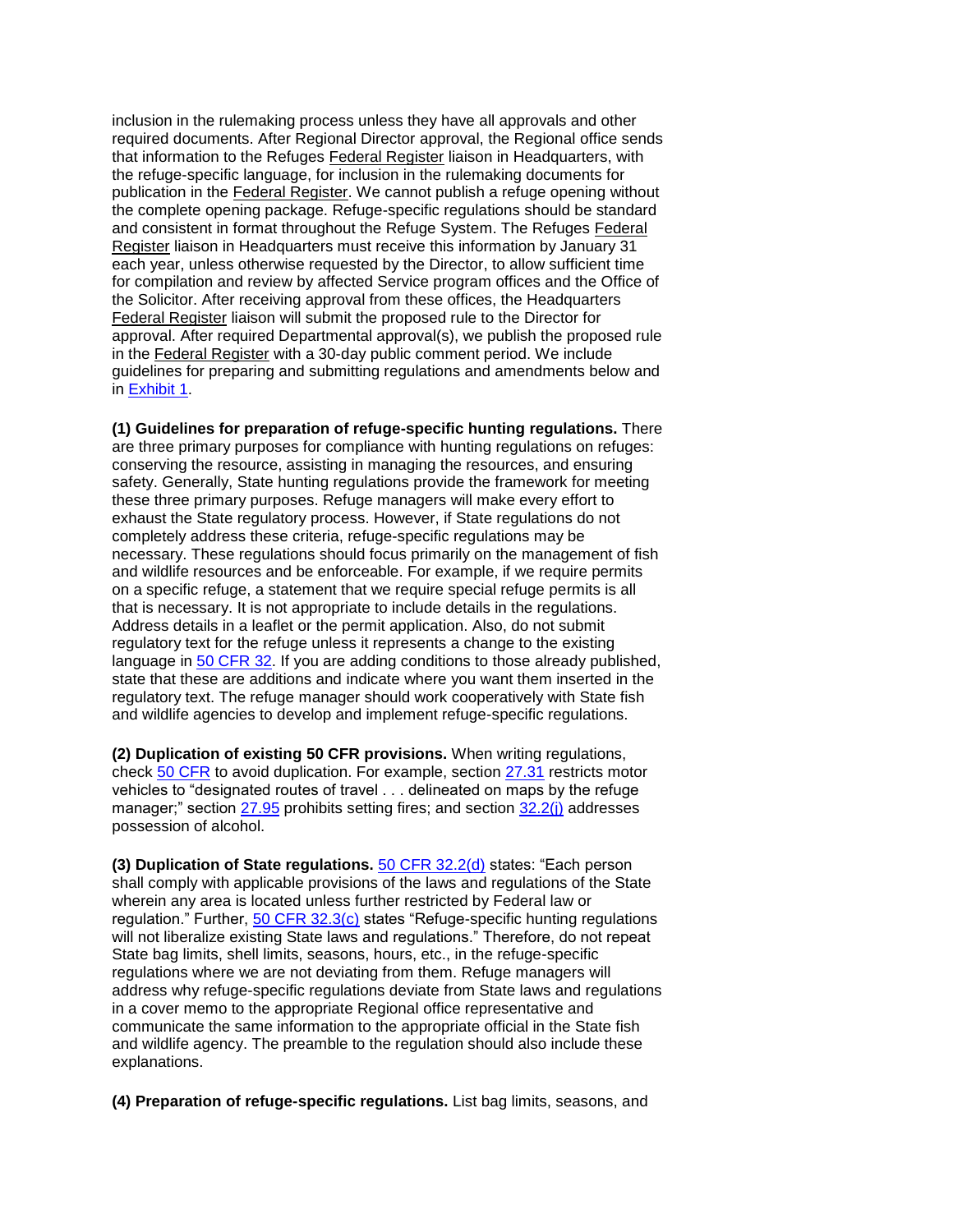inclusion in the rulemaking process unless they have all approvals and other required documents. After Regional Director approval, the Regional office sends that information to the Refuges Federal Register liaison in Headquarters, with the refuge-specific language, for inclusion in the rulemaking documents for publication in the Federal Register. We cannot publish a refuge opening without the complete opening package. Refuge-specific regulations should be standard and consistent in format throughout the Refuge System. The Refuges Federal Register liaison in Headquarters must receive this information by January 31 each year, unless otherwise requested by the Director, to allow sufficient time for compilation and review by affected Service program offices and the Office of the Solicitor. After receiving approval from these offices, the Headquarters Federal Register liaison will submit the proposed rule to the Director for approval. After required Departmental approval(s), we publish the proposed rule in the Federal Register with a 30-day public comment period. We include guidelines for preparing and submitting regulations and amendments below and in Exhibit 1.

**(1) Guidelines for preparation of refuge-specific hunting regulations.** There are three primary purposes for compliance with hunting regulations on refuges: conserving the resource, assisting in managing the resources, and ensuring safety. Generally, State hunting regulations provide the framework for meeting these three primary purposes. Refuge managers will make every effort to exhaust the State regulatory process. However, if State regulations do not completely address these criteria, refuge-specific regulations may be necessary. These regulations should focus primarily on the management of fish and wildlife resources and be enforceable. For example, if we require permits on a specific refuge, a statement that we require special refuge permits is all that is necessary. It is not appropriate to include details in the regulations. Address details in a leaflet or the permit application. Also, do not submit regulatory text for the refuge unless it represents a change to the existing language in 50 CFR 32. If you are adding conditions to those already published, state that these are additions and indicate where you want them inserted in the regulatory text. The refuge manager should work cooperatively with State fish and wildlife agencies to develop and implement refuge-specific regulations.

**(2) Duplication of existing 50 CFR provisions.** When writing regulations, check 50 CFR to avoid duplication. For example, section 27.31 restricts motor vehicles to "designated routes of travel . . . delineated on maps by the refuge manager;" section 27.95 prohibits setting fires; and section 32.2(j) addresses possession of alcohol.

**(3) Duplication of State regulations.** 50 CFR 32.2(d) states: "Each person shall comply with applicable provisions of the laws and regulations of the State wherein any area is located unless further restricted by Federal law or regulation." Further, 50 CFR 32.3(c) states "Refuge-specific hunting regulations will not liberalize existing State laws and regulations." Therefore, do not repeat State bag limits, shell limits, seasons, hours, etc., in the refuge-specific regulations where we are not deviating from them. Refuge managers will address why refuge-specific regulations deviate from State laws and regulations in a cover memo to the appropriate Regional office representative and communicate the same information to the appropriate official in the State fish and wildlife agency. The preamble to the regulation should also include these explanations.

**(4) Preparation of refuge-specific regulations.** List bag limits, seasons, and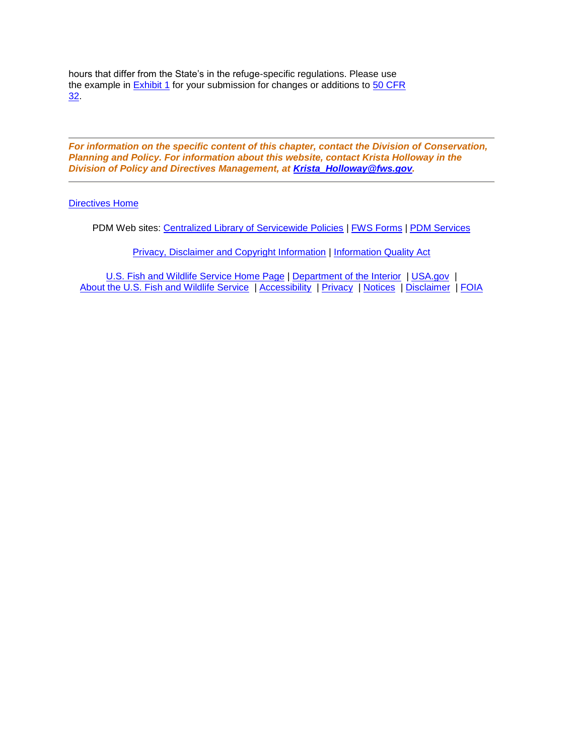hours that differ from the State's in the refuge-specific regulations. Please use the example in Exhibit 1 for your submission for changes or additions to 50 CFR 32.

---

***For information on the specific content of this chapter, contact the Division of Conservation, Planning and Policy. For information about this website, contact Krista Holloway in the Division of Policy and Directives Management, at Krista_Holloway@fws.gov.***

---

Directives Home

PDM Web sites: Centralized Library of Servicewide Policies | FWS Forms | PDM Services

Privacy, Disclaimer and Copyright Information | Information Quality Act

U.S. Fish and Wildlife Service Home Page | Department of the Interior | USA.gov | About the U.S. Fish and Wildlife Service | Accessibility | Privacy | Notices | Disclaimer | FOIA